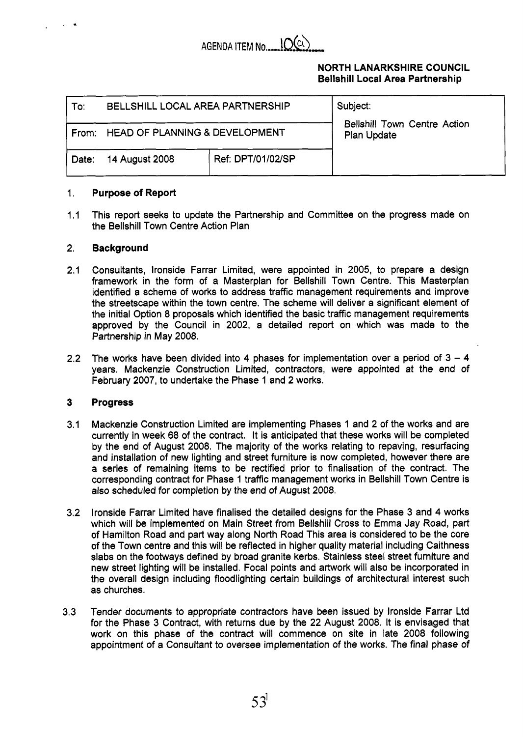AGENDA ITEM No. 10(a)

**NORTH LANARKSHIRE COUNCIL**
**Bellshill Local Area Partnership**

| To: BELLSHILL LOCAL AREA PARTNERSHIP | | Subject: Bellshill Town Centre Action Plan Update |
|---|---|---|
| From: HEAD OF PLANNING & DEVELOPMENT | | |
| Date: 14 August 2008 | Ref: DPT/01/02/SP | |

## 1. Purpose of Report

1.1 This report seeks to update the Partnership and Committee on the progress made on the Bellshill Town Centre Action Plan

## 2. Background

2.1 Consultants, Ironside Farrar Limited, were appointed in 2005, to prepare a design framework in the form of a Masterplan for Bellshill Town Centre. This Masterplan identified a scheme of works to address traffic management requirements and improve the streetscape within the town centre. The scheme will deliver a significant element of the initial Option 8 proposals which identified the basic traffic management requirements approved by the Council in 2002, a detailed report on which was made to the Partnership in May 2008.

2.2 The works have been divided into 4 phases for implementation over a period of 3 – 4 years. Mackenzie Construction Limited, contractors, were appointed at the end of February 2007, to undertake the Phase 1 and 2 works.

## 3 Progress

3.1 Mackenzie Construction Limited are implementing Phases 1 and 2 of the works and are currently in week 68 of the contract. It is anticipated that these works will be completed by the end of August 2008. The majority of the works relating to repaving, resurfacing and installation of new lighting and street furniture is now completed, however there are a series of remaining items to be rectified prior to finalisation of the contract. The corresponding contract for Phase 1 traffic management works in Bellshill Town Centre is also scheduled for completion by the end of August 2008.

3.2 Ironside Farrar Limited have finalised the detailed designs for the Phase 3 and 4 works which will be implemented on Main Street from Bellshill Cross to Emma Jay Road, part of Hamilton Road and part way along North Road This area is considered to be the core of the Town centre and this will be reflected in higher quality material including Caithness slabs on the footways defined by broad granite kerbs. Stainless steel street furniture and new street lighting will be installed. Focal points and artwork will also be incorporated in the overall design including floodlighting certain buildings of architectural interest such as churches.

3.3 Tender documents to appropriate contractors have been issued by Ironside Farrar Ltd for the Phase 3 Contract, with returns due by the 22 August 2008. It is envisaged that work on this phase of the contract will commence on site in late 2008 following appointment of a Consultant to oversee implementation of the works. The final phase of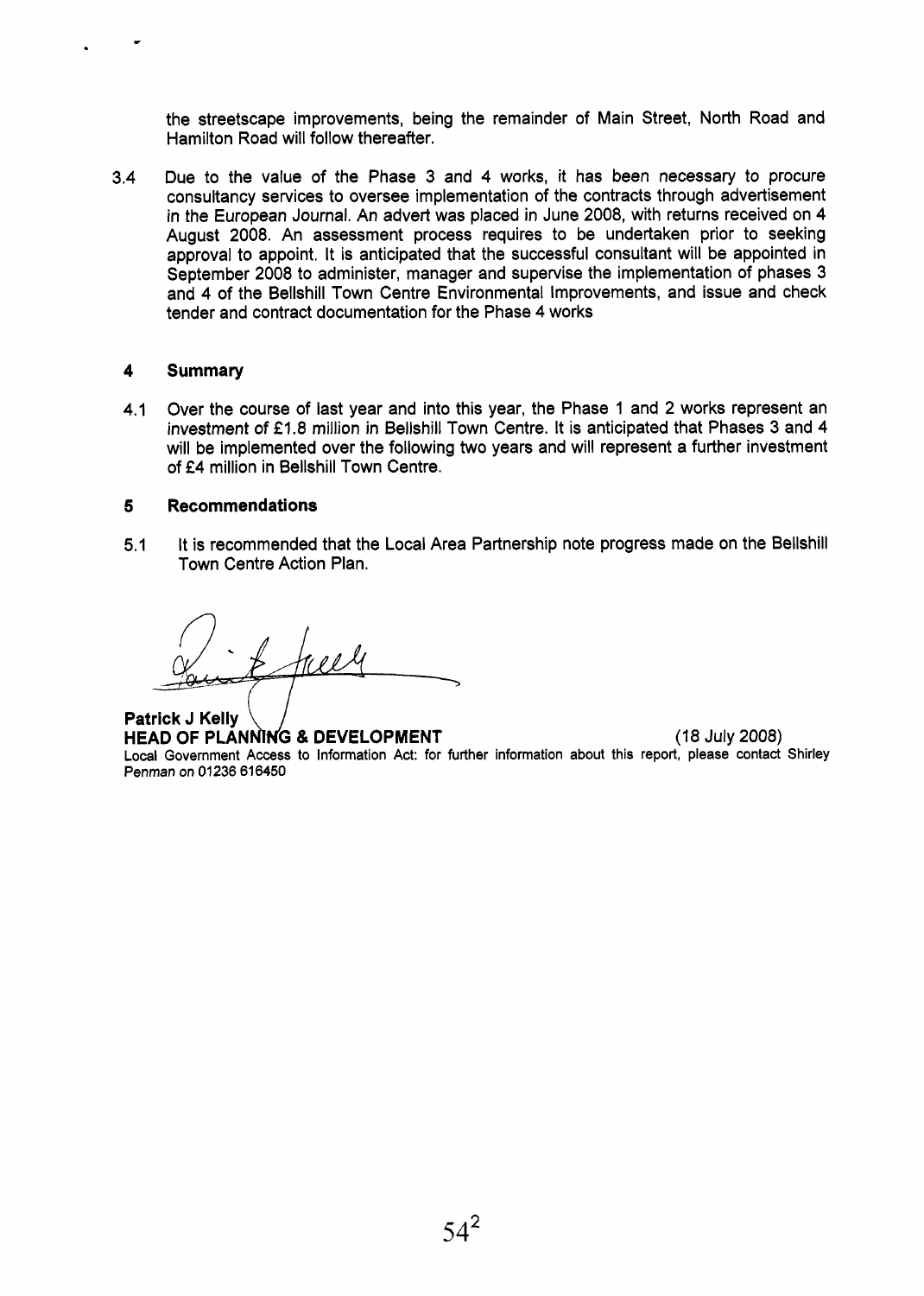the streetscape improvements, being the remainder of Main Street, North Road and Hamilton Road will follow thereafter.

3.4 Due to the value of the Phase 3 and 4 works, it has been necessary to procure consultancy services to oversee implementation of the contracts through advertisement in the European Journal. An advert was placed in June 2008, with returns received on 4 August 2008. An assessment process requires to be undertaken prior to seeking approval to appoint. It is anticipated that the successful consultant will be appointed in September 2008 to administer, manager and supervise the implementation of phases 3 and 4 of the Bellshill Town Centre Environmental Improvements, and issue and check tender and contract documentation for the Phase 4 works

## 4 Summary

4.1 Over the course of last year and into this year, the Phase 1 and 2 works represent an investment of £1.8 million in Bellshill Town Centre. It is anticipated that Phases 3 and 4 will be implemented over the following two years and will represent a further investment of £4 million in Bellshill Town Centre.

## 5 Recommendations

5.1 It is recommended that the Local Area Partnership note progress made on the Bellshill Town Centre Action Plan.

**Patrick J Kelly**
**HEAD OF PLANNING & DEVELOPMENT** (18 July 2008)

Local Government Access to Information Act: for further information about this report, please contact Shirley Penman on 01236 616450